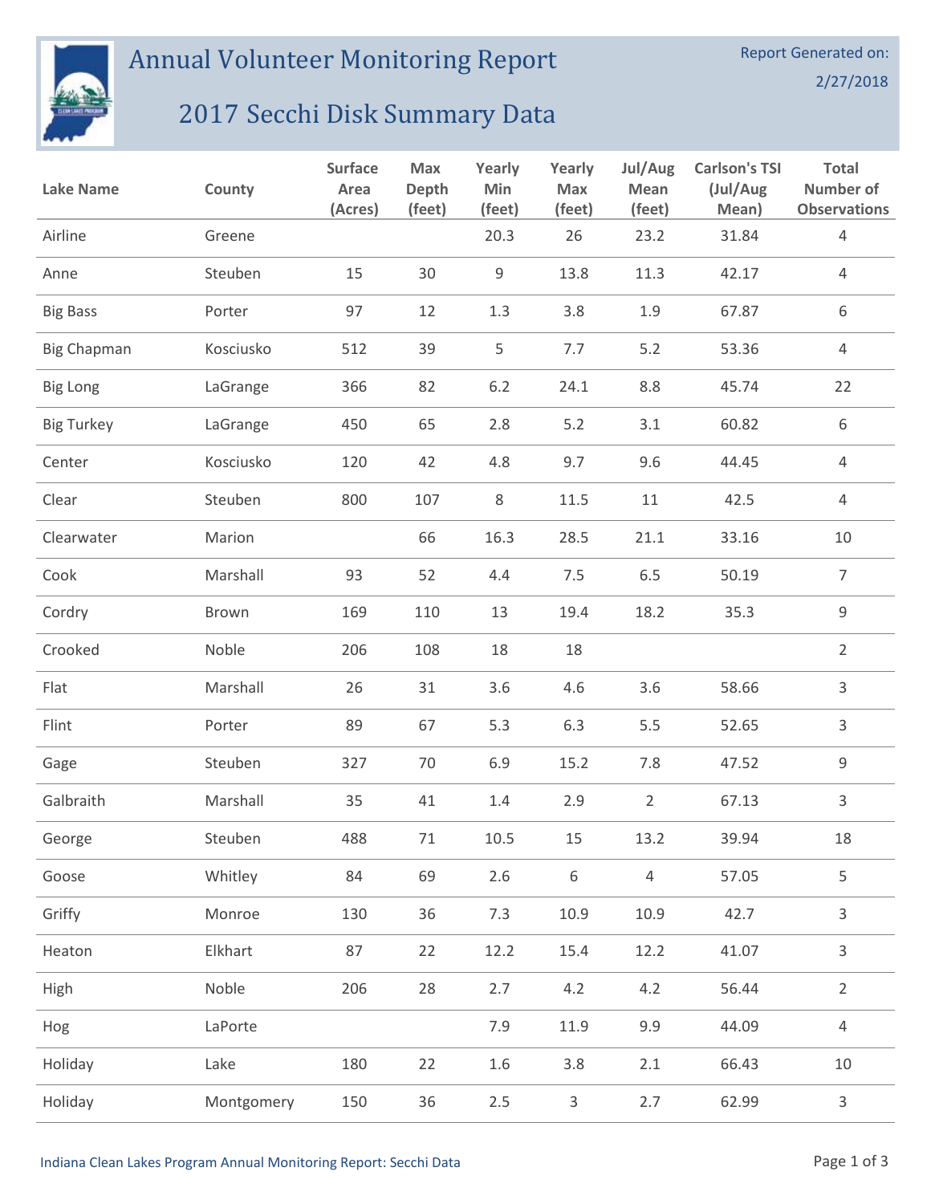# Annual Volunteer Monitoring Report

## 2017 Secchi Disk Summary Data

Report Generated on: 2/27/2018

| Lake Name | County | Surface Area (Acres) | Max Depth (feet) | Yearly Min (feet) | Yearly Max (feet) | Jul/Aug Mean (feet) | Carlson's TSI (Jul/Aug Mean) | Total Number of Observations |
|---|---|---|---|---|---|---|---|---|
| Airline | Greene | | | 20.3 | 26 | 23.2 | 31.84 | 4 |
| Anne | Steuben | 15 | 30 | 9 | 13.8 | 11.3 | 42.17 | 4 |
| Big Bass | Porter | 97 | 12 | 1.3 | 3.8 | 1.9 | 67.87 | 6 |
| Big Chapman | Kosciusko | 512 | 39 | 5 | 7.7 | 5.2 | 53.36 | 4 |
| Big Long | LaGrange | 366 | 82 | 6.2 | 24.1 | 8.8 | 45.74 | 22 |
| Big Turkey | LaGrange | 450 | 65 | 2.8 | 5.2 | 3.1 | 60.82 | 6 |
| Center | Kosciusko | 120 | 42 | 4.8 | 9.7 | 9.6 | 44.45 | 4 |
| Clear | Steuben | 800 | 107 | 8 | 11.5 | 11 | 42.5 | 4 |
| Clearwater | Marion | | 66 | 16.3 | 28.5 | 21.1 | 33.16 | 10 |
| Cook | Marshall | 93 | 52 | 4.4 | 7.5 | 6.5 | 50.19 | 7 |
| Cordry | Brown | 169 | 110 | 13 | 19.4 | 18.2 | 35.3 | 9 |
| Crooked | Noble | 206 | 108 | 18 | 18 | | | 2 |
| Flat | Marshall | 26 | 31 | 3.6 | 4.6 | 3.6 | 58.66 | 3 |
| Flint | Porter | 89 | 67 | 5.3 | 6.3 | 5.5 | 52.65 | 3 |
| Gage | Steuben | 327 | 70 | 6.9 | 15.2 | 7.8 | 47.52 | 9 |
| Galbraith | Marshall | 35 | 41 | 1.4 | 2.9 | 2 | 67.13 | 3 |
| George | Steuben | 488 | 71 | 10.5 | 15 | 13.2 | 39.94 | 18 |
| Goose | Whitley | 84 | 69 | 2.6 | 6 | 4 | 57.05 | 5 |
| Griffy | Monroe | 130 | 36 | 7.3 | 10.9 | 10.9 | 42.7 | 3 |
| Heaton | Elkhart | 87 | 22 | 12.2 | 15.4 | 12.2 | 41.07 | 3 |
| High | Noble | 206 | 28 | 2.7 | 4.2 | 4.2 | 56.44 | 2 |
| Hog | LaPorte | | | 7.9 | 11.9 | 9.9 | 44.09 | 4 |
| Holiday | Lake | 180 | 22 | 1.6 | 3.8 | 2.1 | 66.43 | 10 |
| Holiday | Montgomery | 150 | 36 | 2.5 | 3 | 2.7 | 62.99 | 3 |

Indiana Clean Lakes Program Annual Monitoring Report: Secchi Data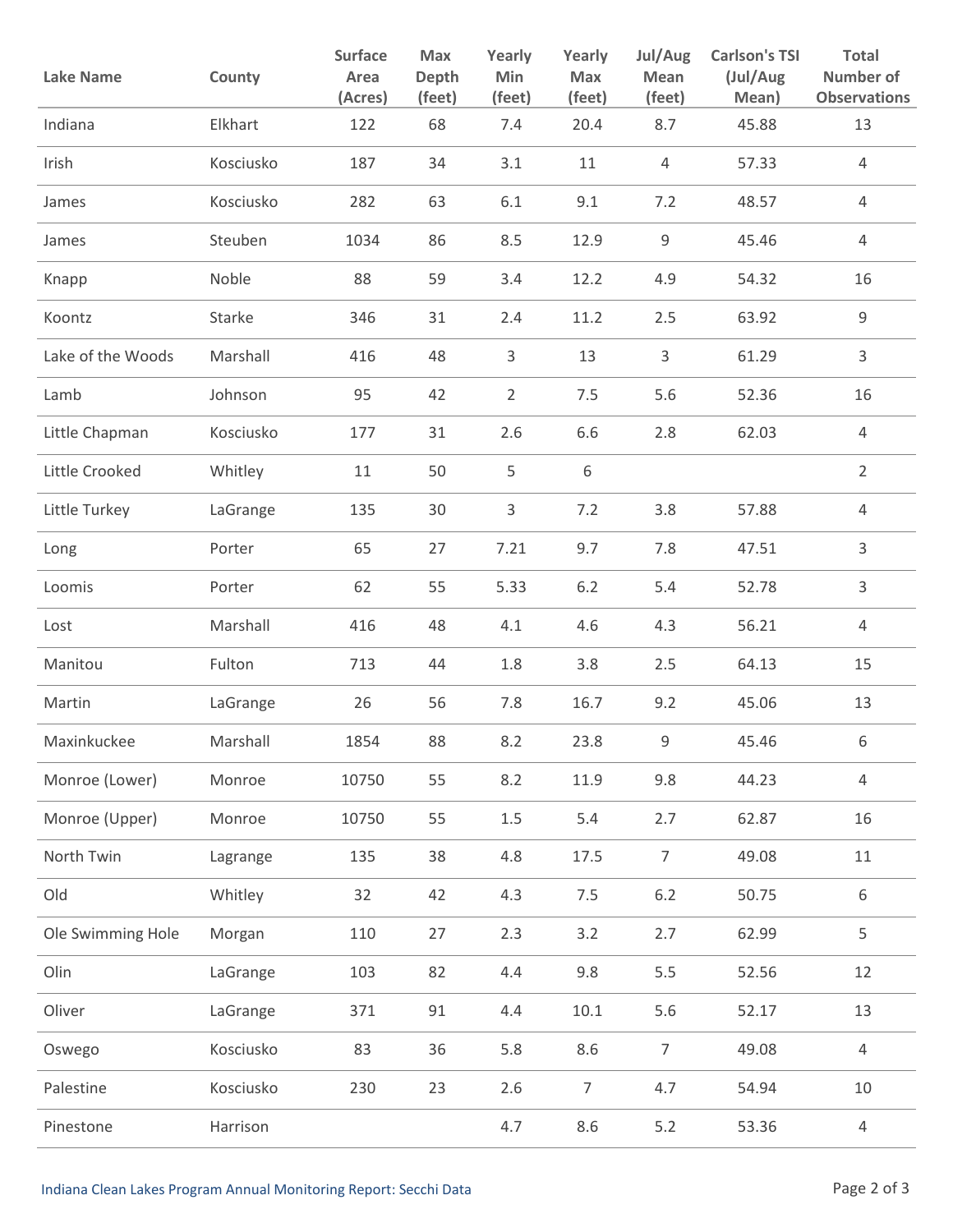| Lake Name | County | Surface Area (Acres) | Max Depth (feet) | Yearly Min (feet) | Yearly Max (feet) | Jul/Aug Mean (feet) | Carlson's TSI (Jul/Aug Mean) | Total Number of Observations |
|---|---|---|---|---|---|---|---|---|
| Indiana | Elkhart | 122 | 68 | 7.4 | 20.4 | 8.7 | 45.88 | 13 |
| Irish | Kosciusko | 187 | 34 | 3.1 | 11 | 4 | 57.33 | 4 |
| James | Kosciusko | 282 | 63 | 6.1 | 9.1 | 7.2 | 48.57 | 4 |
| James | Steuben | 1034 | 86 | 8.5 | 12.9 | 9 | 45.46 | 4 |
| Knapp | Noble | 88 | 59 | 3.4 | 12.2 | 4.9 | 54.32 | 16 |
| Koontz | Starke | 346 | 31 | 2.4 | 11.2 | 2.5 | 63.92 | 9 |
| Lake of the Woods | Marshall | 416 | 48 | 3 | 13 | 3 | 61.29 | 3 |
| Lamb | Johnson | 95 | 42 | 2 | 7.5 | 5.6 | 52.36 | 16 |
| Little Chapman | Kosciusko | 177 | 31 | 2.6 | 6.6 | 2.8 | 62.03 | 4 |
| Little Crooked | Whitley | 11 | 50 | 5 | 6 | | | 2 |
| Little Turkey | LaGrange | 135 | 30 | 3 | 7.2 | 3.8 | 57.88 | 4 |
| Long | Porter | 65 | 27 | 7.21 | 9.7 | 7.8 | 47.51 | 3 |
| Loomis | Porter | 62 | 55 | 5.33 | 6.2 | 5.4 | 52.78 | 3 |
| Lost | Marshall | 416 | 48 | 4.1 | 4.6 | 4.3 | 56.21 | 4 |
| Manitou | Fulton | 713 | 44 | 1.8 | 3.8 | 2.5 | 64.13 | 15 |
| Martin | LaGrange | 26 | 56 | 7.8 | 16.7 | 9.2 | 45.06 | 13 |
| Maxinkuckee | Marshall | 1854 | 88 | 8.2 | 23.8 | 9 | 45.46 | 6 |
| Monroe (Lower) | Monroe | 10750 | 55 | 8.2 | 11.9 | 9.8 | 44.23 | 4 |
| Monroe (Upper) | Monroe | 10750 | 55 | 1.5 | 5.4 | 2.7 | 62.87 | 16 |
| North Twin | Lagrange | 135 | 38 | 4.8 | 17.5 | 7 | 49.08 | 11 |
| Old | Whitley | 32 | 42 | 4.3 | 7.5 | 6.2 | 50.75 | 6 |
| Ole Swimming Hole | Morgan | 110 | 27 | 2.3 | 3.2 | 2.7 | 62.99 | 5 |
| Olin | LaGrange | 103 | 82 | 4.4 | 9.8 | 5.5 | 52.56 | 12 |
| Oliver | LaGrange | 371 | 91 | 4.4 | 10.1 | 5.6 | 52.17 | 13 |
| Oswego | Kosciusko | 83 | 36 | 5.8 | 8.6 | 7 | 49.08 | 4 |
| Palestine | Kosciusko | 230 | 23 | 2.6 | 7 | 4.7 | 54.94 | 10 |
| Pinestone | Harrison | | | 4.7 | 8.6 | 5.2 | 53.36 | 4 |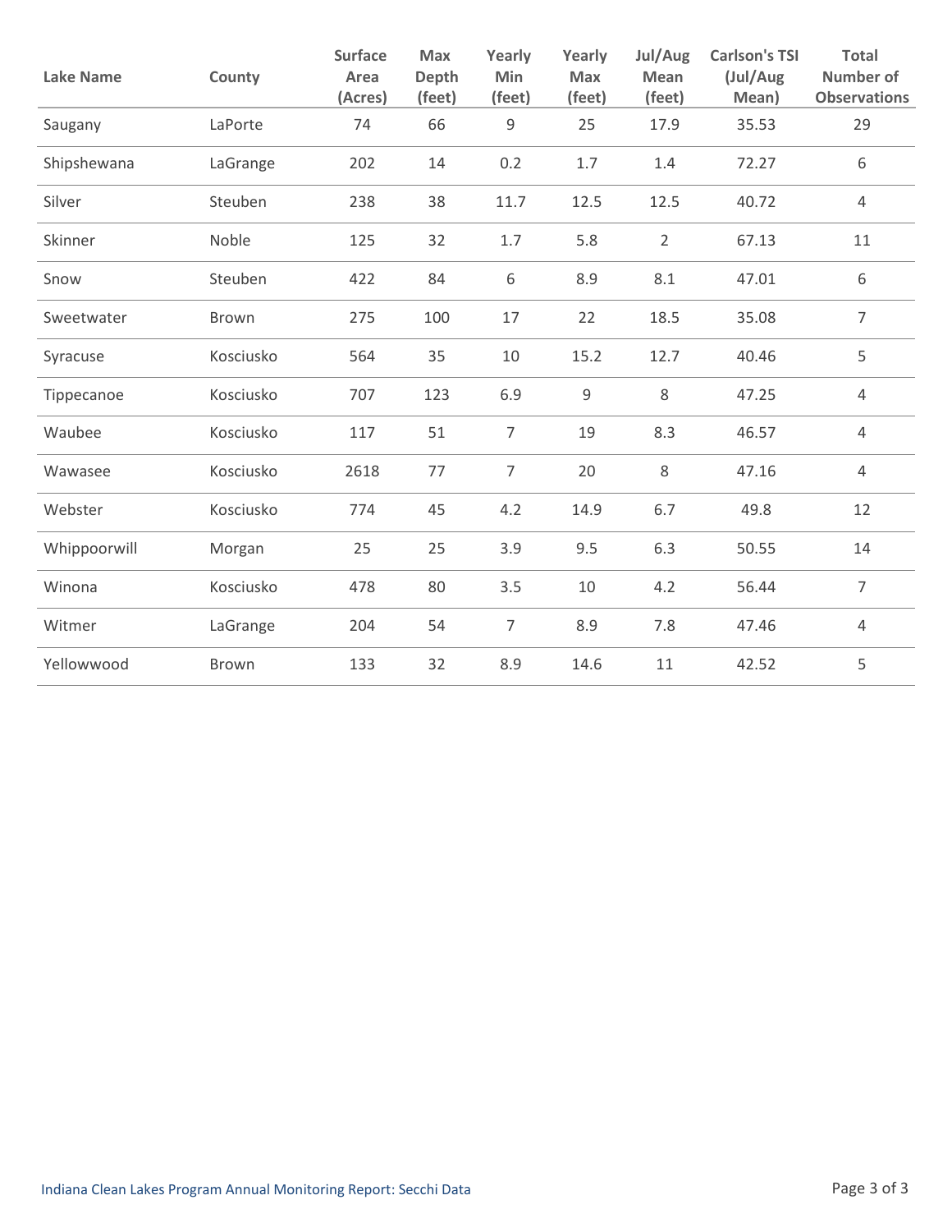| Lake Name | County | Surface Area (Acres) | Max Depth (feet) | Yearly Min (feet) | Yearly Max (feet) | Jul/Aug Mean (feet) | Carlson's TSI (Jul/Aug Mean) | Total Number of Observations |
|---|---|---|---|---|---|---|---|---|
| Saugany | LaPorte | 74 | 66 | 9 | 25 | 17.9 | 35.53 | 29 |
| Shipshewana | LaGrange | 202 | 14 | 0.2 | 1.7 | 1.4 | 72.27 | 6 |
| Silver | Steuben | 238 | 38 | 11.7 | 12.5 | 12.5 | 40.72 | 4 |
| Skinner | Noble | 125 | 32 | 1.7 | 5.8 | 2 | 67.13 | 11 |
| Snow | Steuben | 422 | 84 | 6 | 8.9 | 8.1 | 47.01 | 6 |
| Sweetwater | Brown | 275 | 100 | 17 | 22 | 18.5 | 35.08 | 7 |
| Syracuse | Kosciusko | 564 | 35 | 10 | 15.2 | 12.7 | 40.46 | 5 |
| Tippecanoe | Kosciusko | 707 | 123 | 6.9 | 9 | 8 | 47.25 | 4 |
| Waubee | Kosciusko | 117 | 51 | 7 | 19 | 8.3 | 46.57 | 4 |
| Wawasee | Kosciusko | 2618 | 77 | 7 | 20 | 8 | 47.16 | 4 |
| Webster | Kosciusko | 774 | 45 | 4.2 | 14.9 | 6.7 | 49.8 | 12 |
| Whippoorwill | Morgan | 25 | 25 | 3.9 | 9.5 | 6.3 | 50.55 | 14 |
| Winona | Kosciusko | 478 | 80 | 3.5 | 10 | 4.2 | 56.44 | 7 |
| Witmer | LaGrange | 204 | 54 | 7 | 8.9 | 7.8 | 47.46 | 4 |
| Yellowwood | Brown | 133 | 32 | 8.9 | 14.6 | 11 | 42.52 | 5 |